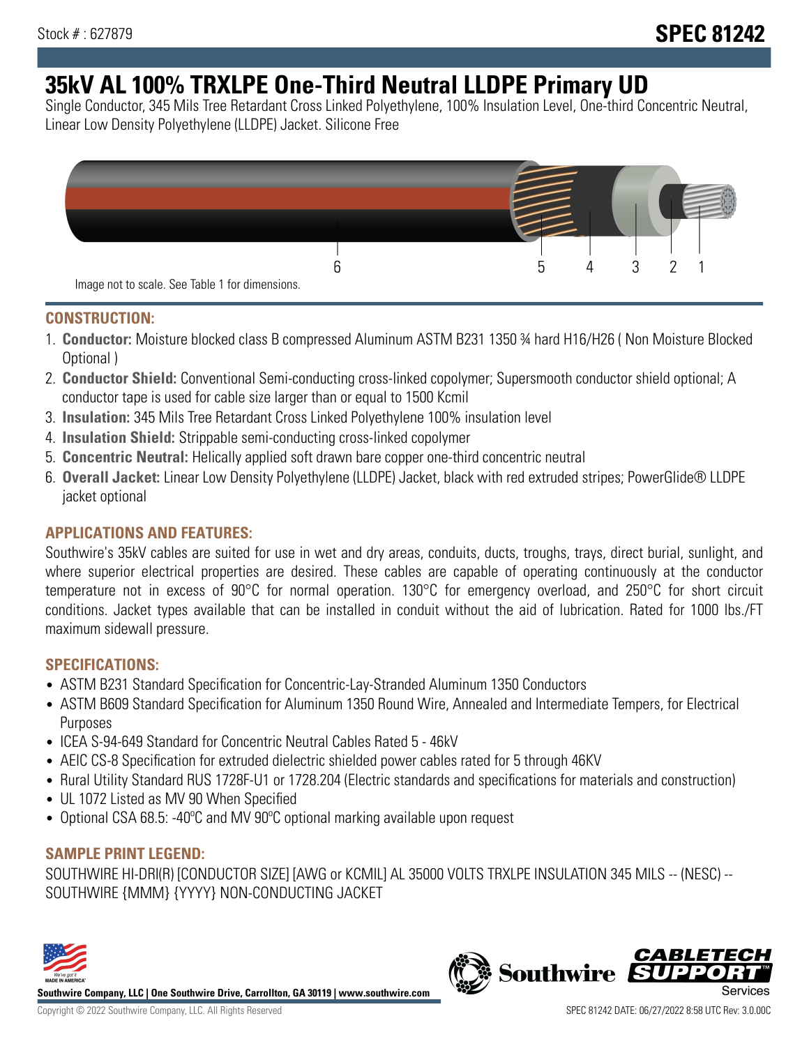Stock # : 627879

# SPEC 81242

# 35kV AL 100% TRXLPE One-Third Neutral LLDPE Primary UD

Single Conductor, 345 Mils Tree Retardant Cross Linked Polyethylene, 100% Insulation Level, One-third Concentric Neutral, Linear Low Density Polyethylene (LLDPE) Jacket. Silicone Free

6 5 4 3 2 1

Image not to scale. See Table 1 for dimensions.

## CONSTRUCTION:

1. **Conductor:** Moisture blocked class B compressed Aluminum ASTM B231 1350 ¾ hard H16/H26 ( Non Moisture Blocked Optional )
2. **Conductor Shield:** Conventional Semi-conducting cross-linked copolymer; Supersmooth conductor shield optional; A conductor tape is used for cable size larger than or equal to 1500 Kcmil
3. **Insulation:** 345 Mils Tree Retardant Cross Linked Polyethylene 100% insulation level
4. **Insulation Shield:** Strippable semi-conducting cross-linked copolymer
5. **Concentric Neutral:** Helically applied soft drawn bare copper one-third concentric neutral
6. **Overall Jacket:** Linear Low Density Polyethylene (LLDPE) Jacket, black with red extruded stripes; PowerGlide® LLDPE jacket optional

## APPLICATIONS AND FEATURES:

Southwire's 35kV cables are suited for use in wet and dry areas, conduits, ducts, troughs, trays, direct burial, sunlight, and where superior electrical properties are desired. These cables are capable of operating continuously at the conductor temperature not in excess of 90°C for normal operation. 130°C for emergency overload, and 250°C for short circuit conditions. Jacket types available that can be installed in conduit without the aid of lubrication. Rated for 1000 lbs./FT maximum sidewall pressure.

## SPECIFICATIONS:

- ASTM B231 Standard Specification for Concentric-Lay-Stranded Aluminum 1350 Conductors
- ASTM B609 Standard Specification for Aluminum 1350 Round Wire, Annealed and Intermediate Tempers, for Electrical Purposes
- ICEA S-94-649 Standard for Concentric Neutral Cables Rated 5 - 46kV
- AEIC CS-8 Specification for extruded dielectric shielded power cables rated for 5 through 46KV
- Rural Utility Standard RUS 1728F-U1 or 1728.204 (Electric standards and specifications for materials and construction)
- UL 1072 Listed as MV 90 When Specified
- Optional CSA 68.5: -40ºC and MV 90ºC optional marking available upon request

## SAMPLE PRINT LEGEND:

SOUTHWIRE HI-DRI(R) [CONDUCTOR SIZE] [AWG or KCMIL] AL 35000 VOLTS TRXLPE INSULATION 345 MILS -- (NESC) -- SOUTHWIRE {MMM} {YYYY} NON-CONDUCTING JACKET

**Southwire Company, LLC | One Southwire Drive, Carrollton, GA 30119 | www.southwire.com**

Copyright © 2022 Southwire Company, LLC. All Rights Reserved

SPEC 81242 DATE: 06/27/2022 8:58 UTC Rev: 3.0.00C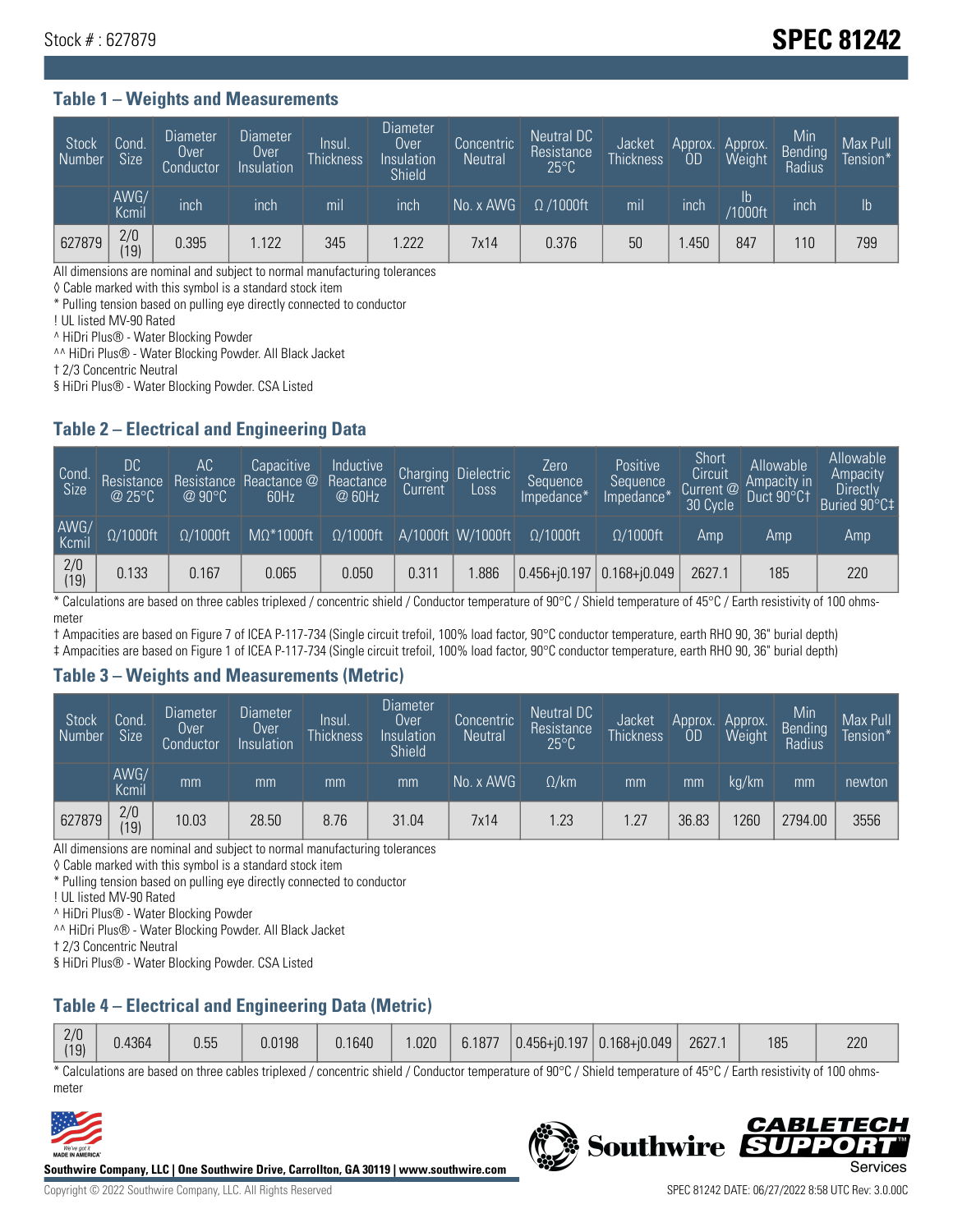Stock # : 627879

# SPEC 81242

## Table 1 – Weights and Measurements

| Stock Number | Cond. Size | Diameter Over Conductor | Diameter Over Insulation | Insul. Thickness | Diameter Over Insulation Shield | Concentric Neutral | Neutral DC Resistance 25°C | Jacket Thickness | Approx. OD | Approx. Weight | Min Bending Radius | Max Pull Tension* |
|---|---|---|---|---|---|---|---|---|---|---|---|---|
| | AWG/ Kcmil | inch | inch | mil | inch | No. x AWG | Ω /1000ft | mil | inch | lb /1000ft | inch | lb |
| 627879 | 2/0 (19) | 0.395 | 1.122 | 345 | 1.222 | 7x14 | 0.376 | 50 | 1.450 | 847 | 110 | 799 |

All dimensions are nominal and subject to normal manufacturing tolerances
◊ Cable marked with this symbol is a standard stock item
* Pulling tension based on pulling eye directly connected to conductor
! UL listed MV-90 Rated
^ HiDri Plus® - Water Blocking Powder
^^ HiDri Plus® - Water Blocking Powder. All Black Jacket
† 2/3 Concentric Neutral
§ HiDri Plus® - Water Blocking Powder. CSA Listed

## Table 2 – Electrical and Engineering Data

| Cond. Size | DC Resistance @ 25°C | AC Resistance @ 90°C | Capacitive Reactance @ 60Hz | Inductive Reactance @ 60Hz | Charging Current | Dielectric Loss | Zero Sequence Impedance* | Positive Sequence Impedance* | Short Circuit Current @ 30 Cycle | Allowable Ampacity in Duct 90°C† | Allowable Ampacity Directly Buried 90°C‡ |
|---|---|---|---|---|---|---|---|---|---|---|---|
| AWG/ Kcmil | Ω/1000ft | Ω/1000ft | MΩ*1000ft | Ω/1000ft | A/1000ft | W/1000ft | Ω/1000ft | Ω/1000ft | Amp | Amp | Amp |
| 2/0 (19) | 0.133 | 0.167 | 0.065 | 0.050 | 0.311 | 1.886 | 0.456+j0.197 | 0.168+j0.049 | 2627.1 | 185 | 220 |

* Calculations are based on three cables triplexed / concentric shield / Conductor temperature of 90°C / Shield temperature of 45°C / Earth resistivity of 100 ohms-meter
† Ampacities are based on Figure 7 of ICEA P-117-734 (Single circuit trefoil, 100% load factor, 90°C conductor temperature, earth RHO 90, 36" burial depth)
‡ Ampacities are based on Figure 1 of ICEA P-117-734 (Single circuit trefoil, 100% load factor, 90°C conductor temperature, earth RHO 90, 36" burial depth)

## Table 3 – Weights and Measurements (Metric)

| Stock Number | Cond. Size | Diameter Over Conductor | Diameter Over Insulation | Insul. Thickness | Diameter Over Insulation Shield | Concentric Neutral | Neutral DC Resistance 25°C | Jacket Thickness | Approx. OD | Approx. Weight | Min Bending Radius | Max Pull Tension* |
|---|---|---|---|---|---|---|---|---|---|---|---|---|
| | AWG/ Kcmil | mm | mm | mm | mm | No. x AWG | Ω/km | mm | mm | kg/km | mm | newton |
| 627879 | 2/0 (19) | 10.03 | 28.50 | 8.76 | 31.04 | 7x14 | 1.23 | 1.27 | 36.83 | 1260 | 2794.00 | 3556 |

All dimensions are nominal and subject to normal manufacturing tolerances
◊ Cable marked with this symbol is a standard stock item
* Pulling tension based on pulling eye directly connected to conductor
! UL listed MV-90 Rated
^ HiDri Plus® - Water Blocking Powder
^^ HiDri Plus® - Water Blocking Powder. All Black Jacket
† 2/3 Concentric Neutral
§ HiDri Plus® - Water Blocking Powder. CSA Listed

## Table 4 – Electrical and Engineering Data (Metric)

| Cond. Size | DC Resistance @ 25°C | AC Resistance @ 90°C | Capacitive Reactance @ 60Hz | Inductive Reactance @ 60Hz | Charging Current | Dielectric Loss | Zero Sequence Impedance* | Positive Sequence Impedance* | Short Circuit Current @ 30 Cycle | Allowable Ampacity in Duct 90°C† | Allowable Ampacity Directly Buried 90°C‡ |
|---|---|---|---|---|---|---|---|---|---|---|---|
| 2/0 (19) | 0.4364 | 0.55 | 0.0198 | 0.1640 | 1.020 | 6.1877 | 0.456+j0.197 | 0.168+j0.049 | 2627.1 | 185 | 220 |

* Calculations are based on three cables triplexed / concentric shield / Conductor temperature of 90°C / Shield temperature of 45°C / Earth resistivity of 100 ohms-meter

Southwire Company, LLC | One Southwire Drive, Carrollton, GA 30119 | www.southwire.com

Copyright © 2022 Southwire Company, LLC. All Rights Reserved

SPEC 81242 DATE: 06/27/2022 8:58 UTC Rev: 3.0.00C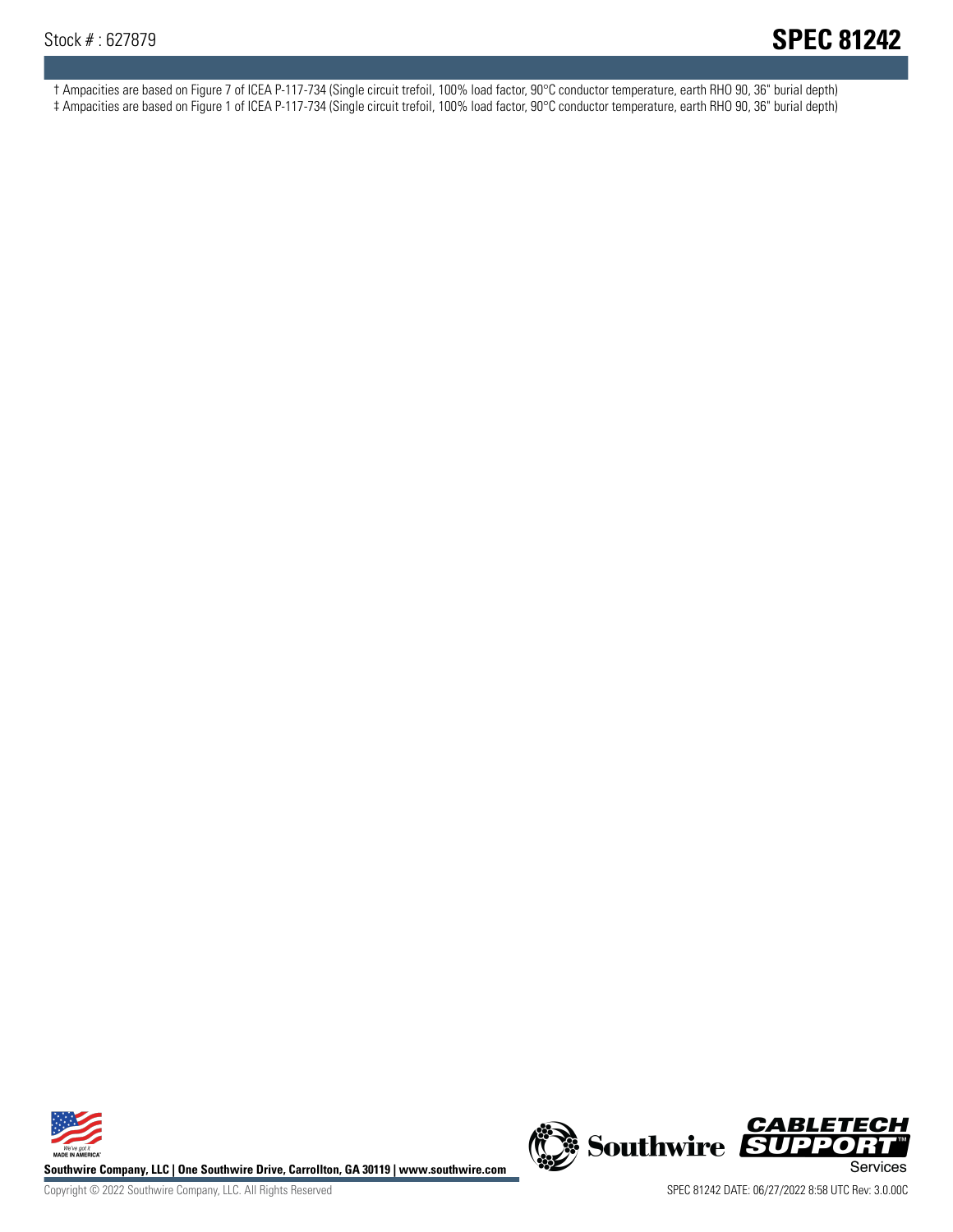† Ampacities are based on Figure 7 of ICEA P-117-734 (Single circuit trefoil, 100% load factor, 90°C conductor temperature, earth RHO 90, 36" burial depth)

‡ Ampacities are based on Figure 1 of ICEA P-117-734 (Single circuit trefoil, 100% load factor, 90°C conductor temperature, earth RHO 90, 36" burial depth)